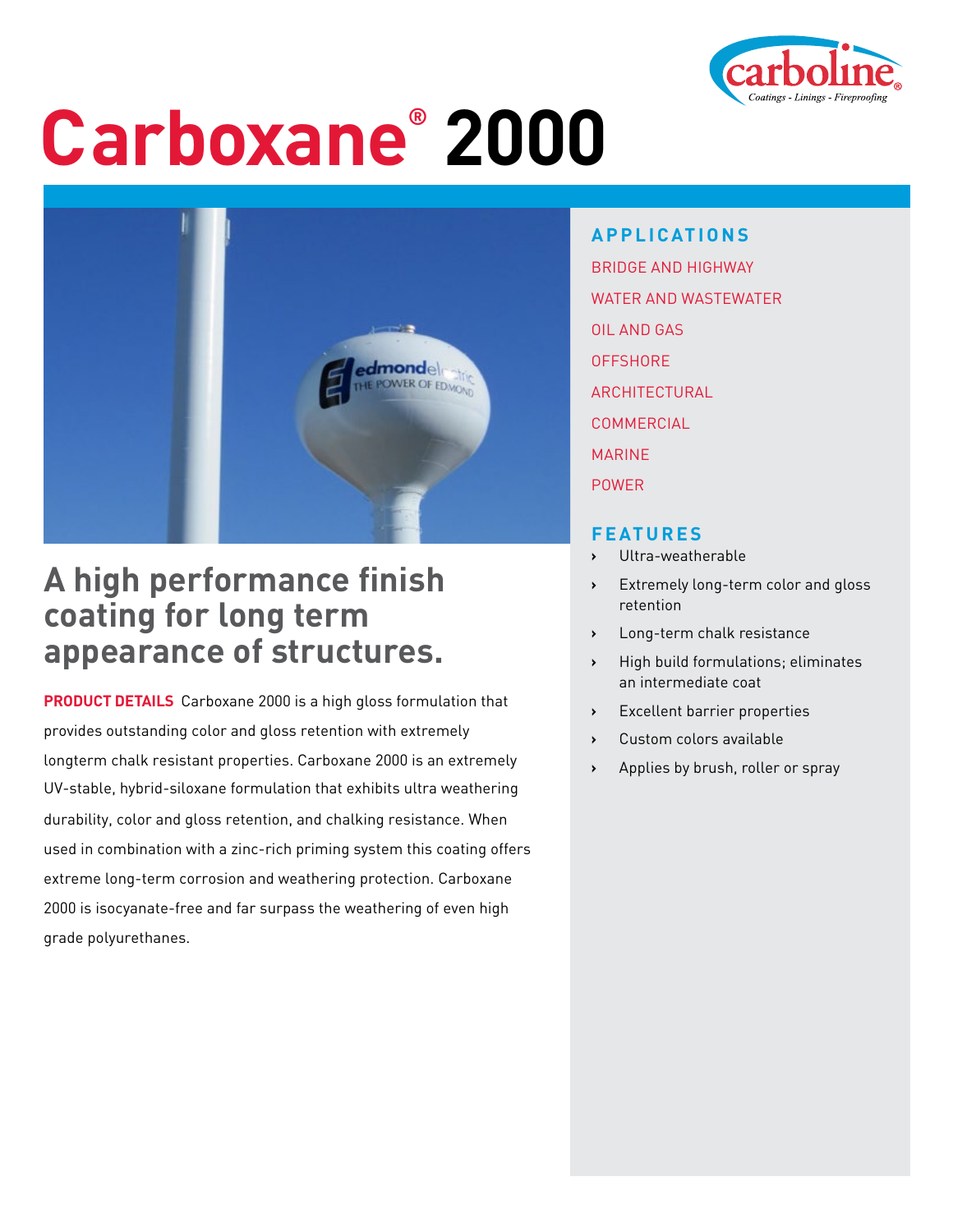# Carboxane® 2000

## A high performance finish coating for long term appearance of structures.

**PRODUCT DETAILS** Carboxane 2000 is a high gloss formulation that provides outstanding color and gloss retention with extremely longterm chalk resistant properties. Carboxane 2000 is an extremely UV-stable, hybrid-siloxane formulation that exhibits ultra weathering durability, color and gloss retention, and chalking resistance. When used in combination with a zinc-rich priming system this coating offers extreme long-term corrosion and weathering protection. Carboxane 2000 is isocyanate-free and far surpass the weathering of even high grade polyurethanes.

### APPLICATIONS

BRIDGE AND HIGHWAY

WATER AND WASTEWATER

OIL AND GAS

OFFSHORE

ARCHITECTURAL

COMMERCIAL

MARINE

POWER

### FEATURES

- Ultra-weatherable
- Extremely long-term color and gloss retention
- Long-term chalk resistance
- High build formulations; eliminates an intermediate coat
- Excellent barrier properties
- Custom colors available
- Applies by brush, roller or spray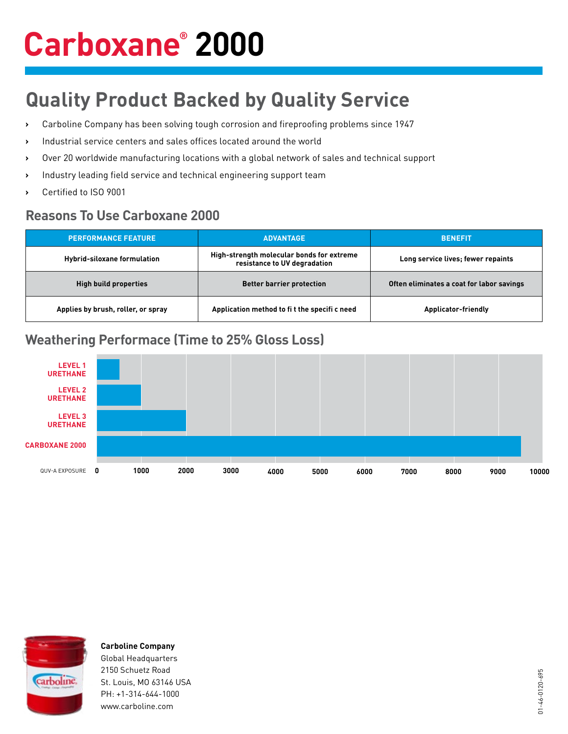# Carboxane® 2000

## Quality Product Backed by Quality Service

- Carboline Company has been solving tough corrosion and fireproofing problems since 1947
- Industrial service centers and sales offices located around the world
- Over 20 worldwide manufacturing locations with a global network of sales and technical support
- Industry leading field service and technical engineering support team
- Certified to ISO 9001

### Reasons To Use Carboxane 2000

| PERFORMANCE FEATURE | ADVANTAGE | BENEFIT |
| --- | --- | --- |
| Hybrid-siloxane formulation | High-strength molecular bonds for extreme resistance to UV degradation | Long service lives; fewer repaints |
| High build properties | Better barrier protection | Often eliminates a coat for labor savings |
| Applies by brush, roller, or spray | Application method to fi t the specifi c need | Applicator-friendly |

### Weathering Performace (Time to 25% Gloss Loss)

LEVEL 1 URETHANE
LEVEL 2 URETHANE
LEVEL 3 URETHANE
CARBOXANE 2000

QUV-A EXPOSURE 0 1000 2000 3000 4000 5000 6000 7000 8000 9000 10000

**Carboline Company**
Global Headquarters
2150 Schuetz Road
St. Louis, MO 63146 USA
PH: +1-314-644-1000
www.carboline.com

01-46-0120-695